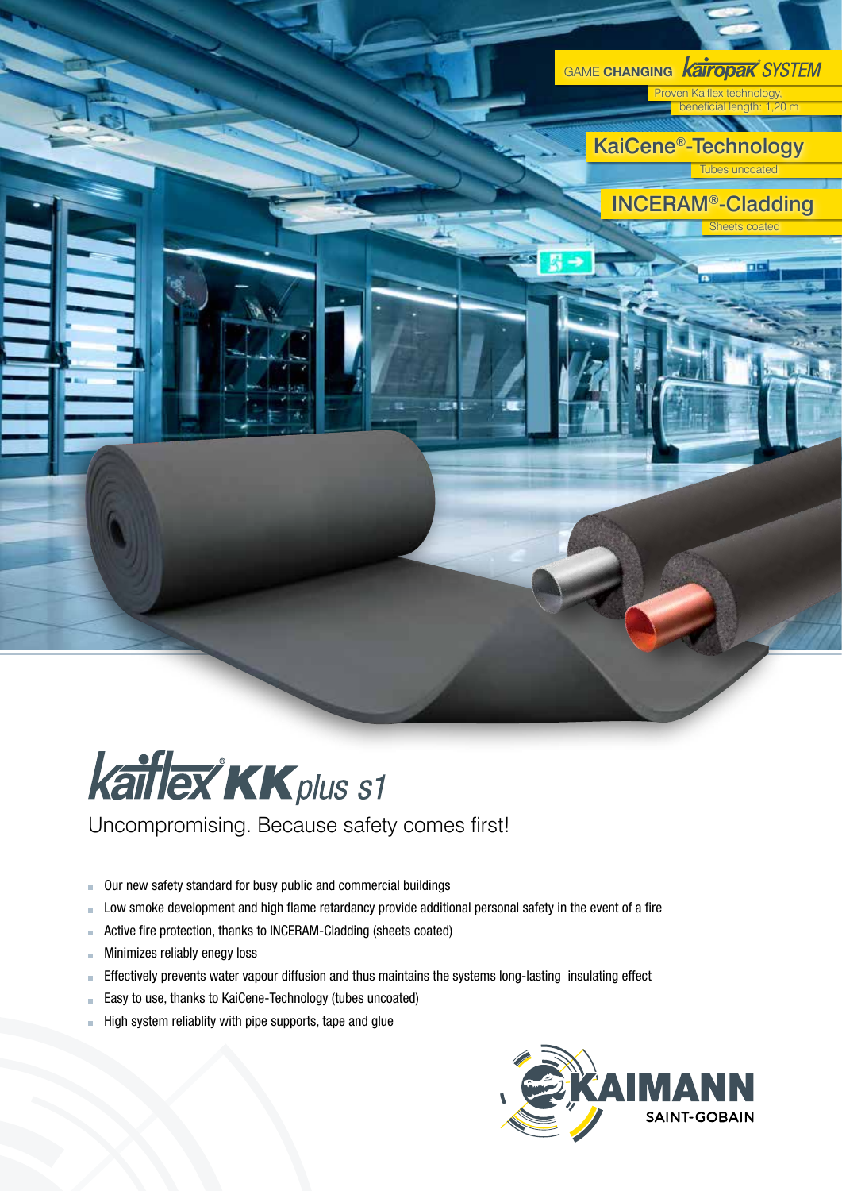GAME **CHANGING** *Kairopak® SYSTEM*

Proven Kaiflex technology, beneficial length: 1,20 m

KaiCene®-Technology

Tubes uncoated

INCERAM®-Cladding

Sheets coated

# Kaiflex® KK *plus s1*

Uncompromising. Because safety comes first!

- Our new safety standard for busy public and commercial buildings
- Low smoke development and high flame retardancy provide additional personal safety in the event of a fire
- Active fire protection, thanks to INCERAM-Cladding (sheets coated)
- Minimizes reliably enegy loss
- Effectively prevents water vapour diffusion and thus maintains the systems long-lasting insulating effect
- Easy to use, thanks to KaiCene-Technology (tubes uncoated)
- High system reliablity with pipe supports, tape and glue

KAIMANN SAINT-GOBAIN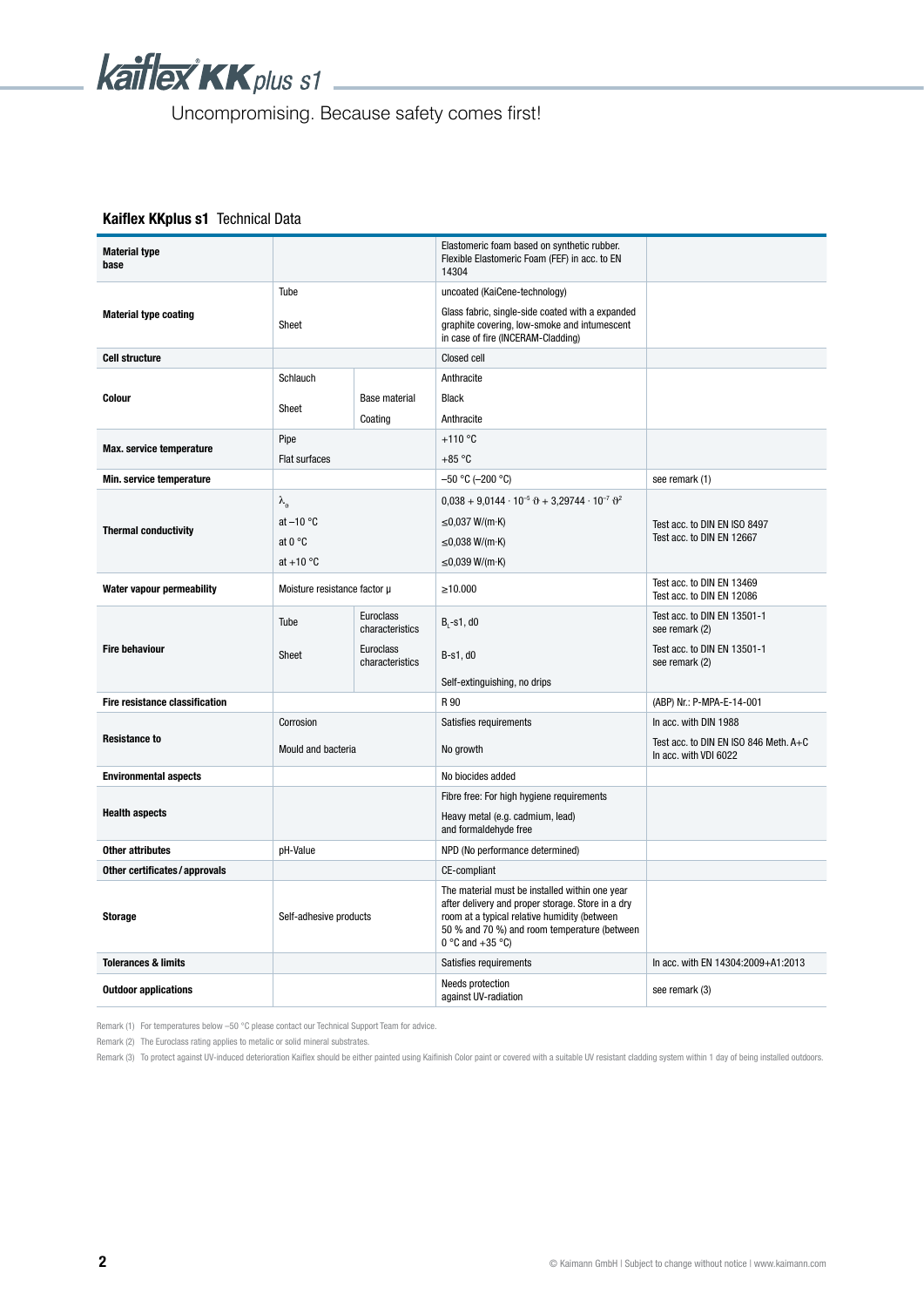# kaiflex KKplus s1

Uncompromising. Because safety comes first!

## Kaiflex KKplus s1 Technical Data

| | | | | |
|---|---|---|---|---|
| **Material type base** | | | Elastomeric foam based on synthetic rubber. Flexible Elastomeric Foam (FEF) in acc. to EN 14304 | |
| **Material type coating** | Tube | | uncoated (KaiCene-technology) | |
| | Sheet | | Glass fabric, single-side coated with a expanded graphite covering, low-smoke and intumescent in case of fire (INCERAM-Cladding) | |
| **Cell structure** | | | Closed cell | |
| **Colour** | Schlauch | | Anthracite | |
| | Sheet | Base material | Black | |
| | | Coating | Anthracite | |
| **Max. service temperature** | Pipe | | +110 °C | |
| | Flat surfaces | | +85 °C | |
| **Min. service temperature** | | | –50 °C (–200 °C) | see remark (1) |
| **Thermal conductivity** | $\lambda_{\vartheta}$ | | $0{,}038 + 9{,}0144 \cdot 10^{-5}\ \vartheta + 3{,}29744 \cdot 10^{-7}\ \vartheta^2$ | Test acc. to DIN EN ISO 8497<br>Test acc. to DIN EN 12667 |
| | at –10 °C | | ≤0,037 W/(m·K) | |
| | at 0 °C | | ≤0,038 W/(m·K) | |
| | at +10 °C | | ≤0,039 W/(m·K) | |
| **Water vapour permeability** | Moisture resistance factor μ | | ≥10.000 | Test acc. to DIN EN 13469<br>Test acc. to DIN EN 12086 |
| **Fire behaviour** | Tube | Euroclass characteristics | $B_L$-s1, d0 | Test acc. to DIN EN 13501-1<br>see remark (2) |
| | Sheet | Euroclass characteristics | B-s1, d0 | Test acc. to DIN EN 13501-1<br>see remark (2) |
| | | | Self-extinguishing, no drips | |
| **Fire resistance classification** | | | R 90 | (ABP) Nr.: P-MPA-E-14-001 |
| **Resistance to** | Corrosion | | Satisfies requirements | In acc. with DIN 1988 |
| | Mould and bacteria | | No growth | Test acc. to DIN EN ISO 846 Meth. A+C<br>In acc. with VDI 6022 |
| **Environmental aspects** | | | No biocides added | |
| **Health aspects** | | | Fibre free: For high hygiene requirements | |
| | | | Heavy metal (e.g. cadmium, lead) and formaldehyde free | |
| **Other attributes** | pH-Value | | NPD (No performance determined) | |
| **Other certificates / approvals** | | | CE-compliant | |
| **Storage** | Self-adhesive products | | The material must be installed within one year after delivery and proper storage. Store in a dry room at a typical relative humidity (between 50 % and 70 %) and room temperature (between 0 °C and +35 °C) | |
| **Tolerances & limits** | | | Satisfies requirements | In acc. with EN 14304:2009+A1:2013 |
| **Outdoor applications** | | | Needs protection against UV-radiation | see remark (3) |

Remark (1) For temperatures below –50 °C please contact our Technical Support Team for advice.

Remark (2) The Euroclass rating applies to metalic or solid mineral substrates.

Remark (3) To protect against UV-induced deterioration Kaiflex should be either painted using Kaifinish Color paint or covered with a suitable UV resistant cladding system within 1 day of being installed outdoors.

© Kaimann GmbH | Subject to change without notice | www.kaimann.com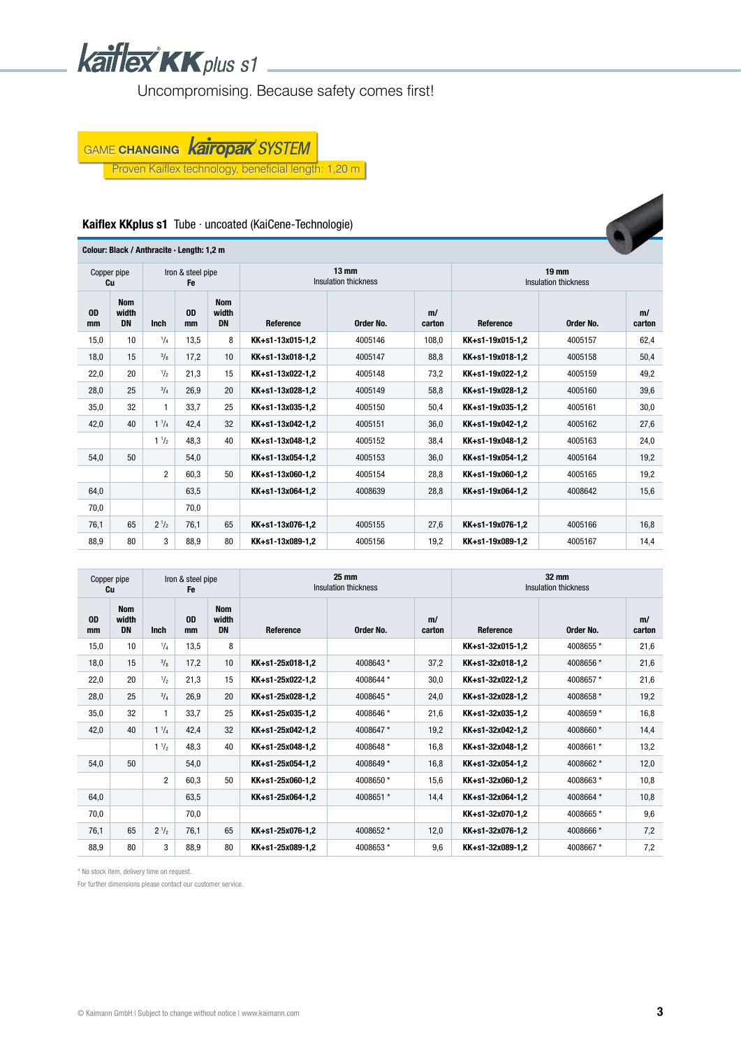# Kaiflex KKplus s1

Uncompromising. Because safety comes first!

GAME CHANGING Kairopak SYSTEM

Proven Kaiflex technology, beneficial length: 1,20 m

## Kaiflex KKplus s1 Tube · uncoated (KaiCene-Technologie)

**Colour: Black / Anthracite · Length: 1,2 m**

| Copper pipe Cu | | Iron & steel pipe Fe | | | 13 mm Insulation thickness | | | 19 mm Insulation thickness | | |
|---|---|---|---|---|---|---|---|---|---|---|
| OD mm | Nom width DN | Inch | OD mm | Nom width DN | Reference | Order No. | m/ carton | Reference | Order No. | m/ carton |
| 15,0 | 10 | 1/4 | 13,5 | 8 | KK+s1-13x015-1,2 | 4005146 | 108,0 | KK+s1-19x015-1,2 | 4005157 | 62,4 |
| 18,0 | 15 | 3/8 | 17,2 | 10 | KK+s1-13x018-1,2 | 4005147 | 88,8 | KK+s1-19x018-1,2 | 4005158 | 50,4 |
| 22,0 | 20 | 1/2 | 21,3 | 15 | KK+s1-13x022-1,2 | 4005148 | 73,2 | KK+s1-19x022-1,2 | 4005159 | 49,2 |
| 28,0 | 25 | 3/4 | 26,9 | 20 | KK+s1-13x028-1,2 | 4005149 | 58,8 | KK+s1-19x028-1,2 | 4005160 | 39,6 |
| 35,0 | 32 | 1 | 33,7 | 25 | KK+s1-13x035-1,2 | 4005150 | 50,4 | KK+s1-19x035-1,2 | 4005161 | 30,0 |
| 42,0 | 40 | 1 1/4 | 42,4 | 32 | KK+s1-13x042-1,2 | 4005151 | 36,0 | KK+s1-19x042-1,2 | 4005162 | 27,6 |
| | | 1 1/2 | 48,3 | 40 | KK+s1-13x048-1,2 | 4005152 | 38,4 | KK+s1-19x048-1,2 | 4005163 | 24,0 |
| 54,0 | 50 | | 54,0 | | KK+s1-13x054-1,2 | 4005153 | 36,0 | KK+s1-19x054-1,2 | 4005164 | 19,2 |
| | | 2 | 60,3 | 50 | KK+s1-13x060-1,2 | 4005154 | 28,8 | KK+s1-19x060-1,2 | 4005165 | 19,2 |
| 64,0 | | | 63,5 | | KK+s1-13x064-1,2 | 4008639 | 28,8 | KK+s1-19x064-1,2 | 4008642 | 15,6 |
| 70,0 | | | 70,0 | | | | | | | |
| 76,1 | 65 | 2 1/2 | 76,1 | 65 | KK+s1-13x076-1,2 | 4005155 | 27,6 | KK+s1-19x076-1,2 | 4005166 | 16,8 |
| 88,9 | 80 | 3 | 88,9 | 80 | KK+s1-13x089-1,2 | 4005156 | 19,2 | KK+s1-19x089-1,2 | 4005167 | 14,4 |

| Copper pipe Cu | | Iron & steel pipe Fe | | | 25 mm Insulation thickness | | | 32 mm Insulation thickness | | |
|---|---|---|---|---|---|---|---|---|---|---|
| OD mm | Nom width DN | Inch | OD mm | Nom width DN | Reference | Order No. | m/ carton | Reference | Order No. | m/ carton |
| 15,0 | 10 | 1/4 | 13,5 | 8 | | | | KK+s1-32x015-1,2 | 4008655 * | 21,6 |
| 18,0 | 15 | 3/8 | 17,2 | 10 | KK+s1-25x018-1,2 | 4008643 * | 37,2 | KK+s1-32x018-1,2 | 4008656 * | 21,6 |
| 22,0 | 20 | 1/2 | 21,3 | 15 | KK+s1-25x022-1,2 | 4008644 * | 30,0 | KK+s1-32x022-1,2 | 4008657 * | 21,6 |
| 28,0 | 25 | 3/4 | 26,9 | 20 | KK+s1-25x028-1,2 | 4008645 * | 24,0 | KK+s1-32x028-1,2 | 4008658 * | 19,2 |
| 35,0 | 32 | 1 | 33,7 | 25 | KK+s1-25x035-1,2 | 4008646 * | 21,6 | KK+s1-32x035-1,2 | 4008659 * | 16,8 |
| 42,0 | 40 | 1 1/4 | 42,4 | 32 | KK+s1-25x042-1,2 | 4008647 * | 19,2 | KK+s1-32x042-1,2 | 4008660 * | 14,4 |
| | | 1 1/2 | 48,3 | 40 | KK+s1-25x048-1,2 | 4008648 * | 16,8 | KK+s1-32x048-1,2 | 4008661 * | 13,2 |
| 54,0 | 50 | | 54,0 | | KK+s1-25x054-1,2 | 4008649 * | 16,8 | KK+s1-32x054-1,2 | 4008662 * | 12,0 |
| | | 2 | 60,3 | 50 | KK+s1-25x060-1,2 | 4008650 * | 15,6 | KK+s1-32x060-1,2 | 4008663 * | 10,8 |
| 64,0 | | | 63,5 | | KK+s1-25x064-1,2 | 4008651 * | 14,4 | KK+s1-32x064-1,2 | 4008664 * | 10,8 |
| 70,0 | | | 70,0 | | | | | KK+s1-32x070-1,2 | 4008665 * | 9,6 |
| 76,1 | 65 | 2 1/2 | 76,1 | 65 | KK+s1-25x076-1,2 | 4008652 * | 12,0 | KK+s1-32x076-1,2 | 4008666 * | 7,2 |
| 88,9 | 80 | 3 | 88,9 | 80 | KK+s1-25x089-1,2 | 4008653 * | 9,6 | KK+s1-32x089-1,2 | 4008667 * | 7,2 |

* No stock item, delivery time on request.

For further dimensions please contact our customer service.

© Kaimann GmbH | Subject to change without notice | www.kaimann.com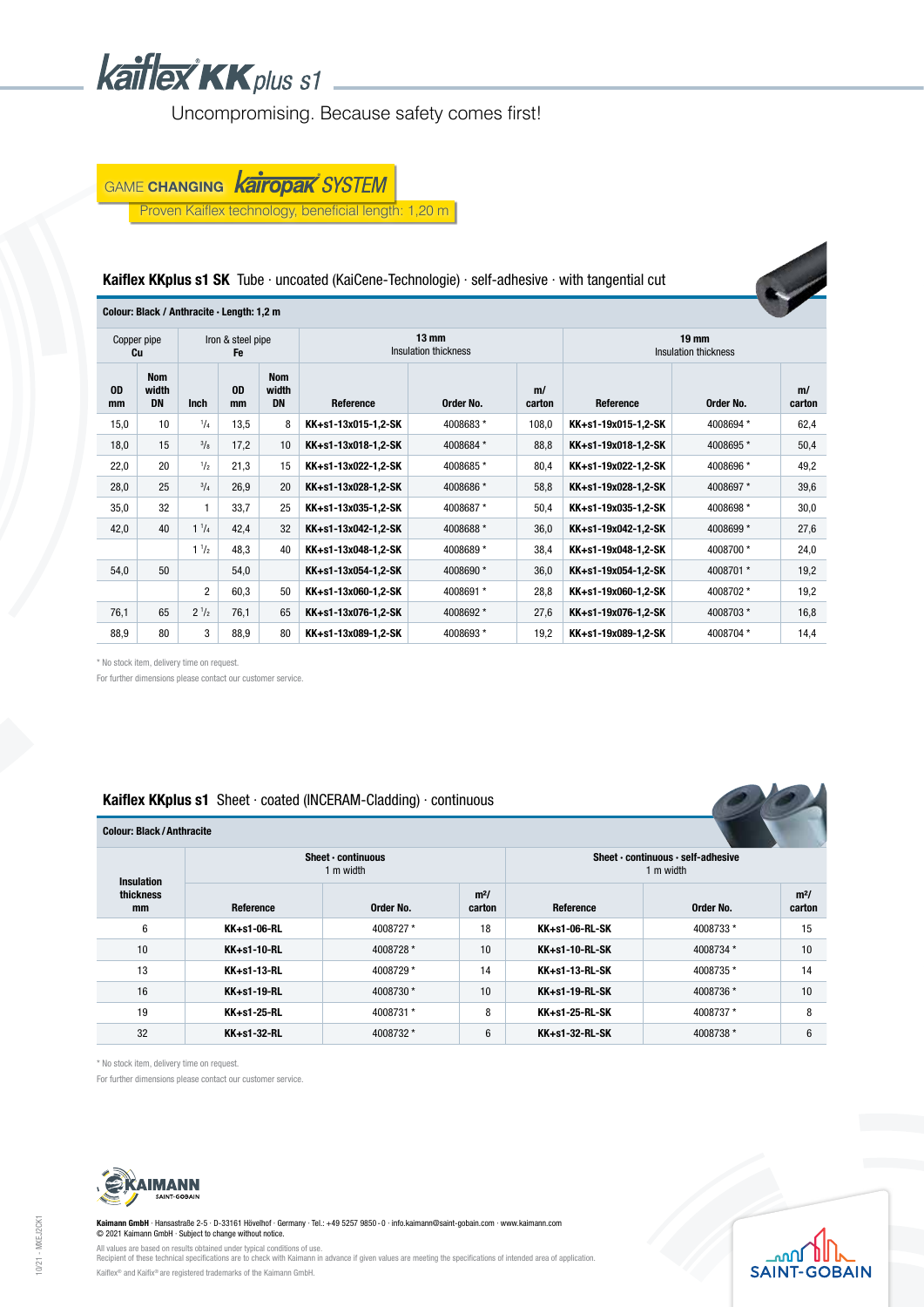# Kaiflex® KKplus s1

Uncompromising. Because safety comes first!

GAME **CHANGING** Kairopak® SYSTEM

Proven Kaiflex technology, beneficial length: 1,20 m

## Kaiflex KKplus s1 SK Tube · uncoated (KaiCene-Technologie) · self-adhesive · with tangential cut

**Colour: Black / Anthracite · Length: 1,2 m**

| Copper pipe Cu | | Iron & steel pipe Fe | | | 13 mm Insulation thickness | | | 19 mm Insulation thickness | | |
|---|---|---|---|---|---|---|---|---|---|---|
| OD mm | Nom width DN | Inch | OD mm | Nom width DN | Reference | Order No. | m/ carton | Reference | Order No. | m/ carton |
| 15,0 | 10 | 1/4 | 13,5 | 8 | KK+s1-13x015-1,2-SK | 4008683 * | 108,0 | KK+s1-19x015-1,2-SK | 4008694 * | 62,4 |
| 18,0 | 15 | 3/8 | 17,2 | 10 | KK+s1-13x018-1,2-SK | 4008684 * | 88,8 | KK+s1-19x018-1,2-SK | 4008695 * | 50,4 |
| 22,0 | 20 | 1/2 | 21,3 | 15 | KK+s1-13x022-1,2-SK | 4008685 * | 80,4 | KK+s1-19x022-1,2-SK | 4008696 * | 49,2 |
| 28,0 | 25 | 3/4 | 26,9 | 20 | KK+s1-13x028-1,2-SK | 4008686 * | 58,8 | KK+s1-19x028-1,2-SK | 4008697 * | 39,6 |
| 35,0 | 32 | 1 | 33,7 | 25 | KK+s1-13x035-1,2-SK | 4008687 * | 50,4 | KK+s1-19x035-1,2-SK | 4008698 * | 30,0 |
| 42,0 | 40 | 1 1/4 | 42,4 | 32 | KK+s1-13x042-1,2-SK | 4008688 * | 36,0 | KK+s1-19x042-1,2-SK | 4008699 * | 27,6 |
| | | 1 1/2 | 48,3 | 40 | KK+s1-13x048-1,2-SK | 4008689 * | 38,4 | KK+s1-19x048-1,2-SK | 4008700 * | 24,0 |
| 54,0 | 50 | | 54,0 | | KK+s1-13x054-1,2-SK | 4008690 * | 36,0 | KK+s1-19x054-1,2-SK | 4008701 * | 19,2 |
| | | 2 | 60,3 | 50 | KK+s1-13x060-1,2-SK | 4008691 * | 28,8 | KK+s1-19x060-1,2-SK | 4008702 * | 19,2 |
| 76,1 | 65 | 2 1/2 | 76,1 | 65 | KK+s1-13x076-1,2-SK | 4008692 * | 27,6 | KK+s1-19x076-1,2-SK | 4008703 * | 16,8 |
| 88,9 | 80 | 3 | 88,9 | 80 | KK+s1-13x089-1,2-SK | 4008693 * | 19,2 | KK+s1-19x089-1,2-SK | 4008704 * | 14,4 |

* No stock item, delivery time on request.

For further dimensions please contact our customer service.

## Kaiflex KKplus s1 Sheet · coated (INCERAM-Cladding) · continuous

**Colour: Black / Anthracite**

| Insulation thickness mm | Sheet · continuous 1 m width | | | Sheet · continuous · self-adhesive 1 m width | | |
|---|---|---|---|---|---|---|
| | Reference | Order No. | m²/ carton | Reference | Order No. | m²/ carton |
| 6 | KK+s1-06-RL | 4008727 * | 18 | KK+s1-06-RL-SK | 4008733 * | 15 |
| 10 | KK+s1-10-RL | 4008728 * | 10 | KK+s1-10-RL-SK | 4008734 * | 10 |
| 13 | KK+s1-13-RL | 4008729 * | 14 | KK+s1-13-RL-SK | 4008735 * | 14 |
| 16 | KK+s1-19-RL | 4008730 * | 10 | KK+s1-19-RL-SK | 4008736 * | 10 |
| 19 | KK+s1-25-RL | 4008731 * | 8 | KK+s1-25-RL-SK | 4008737 * | 8 |
| 32 | KK+s1-32-RL | 4008732 * | 6 | KK+s1-32-RL-SK | 4008738 * | 6 |

* No stock item, delivery time on request.

For further dimensions please contact our customer service.

KAIMANN SAINT-GOBAIN

**Kaimann GmbH** · Hansastraße 2-5 · D-33161 Hövelhof · Germany · Tel.: +49 5257 9850-0 · info.kaimann@saint-gobain.com · www.kaimann.com
© 2021 Kaimann GmbH · Subject to change without notice.

All values are based on results obtained under typical conditions of use.
Recipient of these technical specifications are to check with Kaimann in advance if given values are meeting the specifications of intended area of application.

Kaiflex® and Kaifix® are registered trademarks of the Kaimann GmbH.

10/21 - MKEJ2CK1

SAINT-GOBAIN